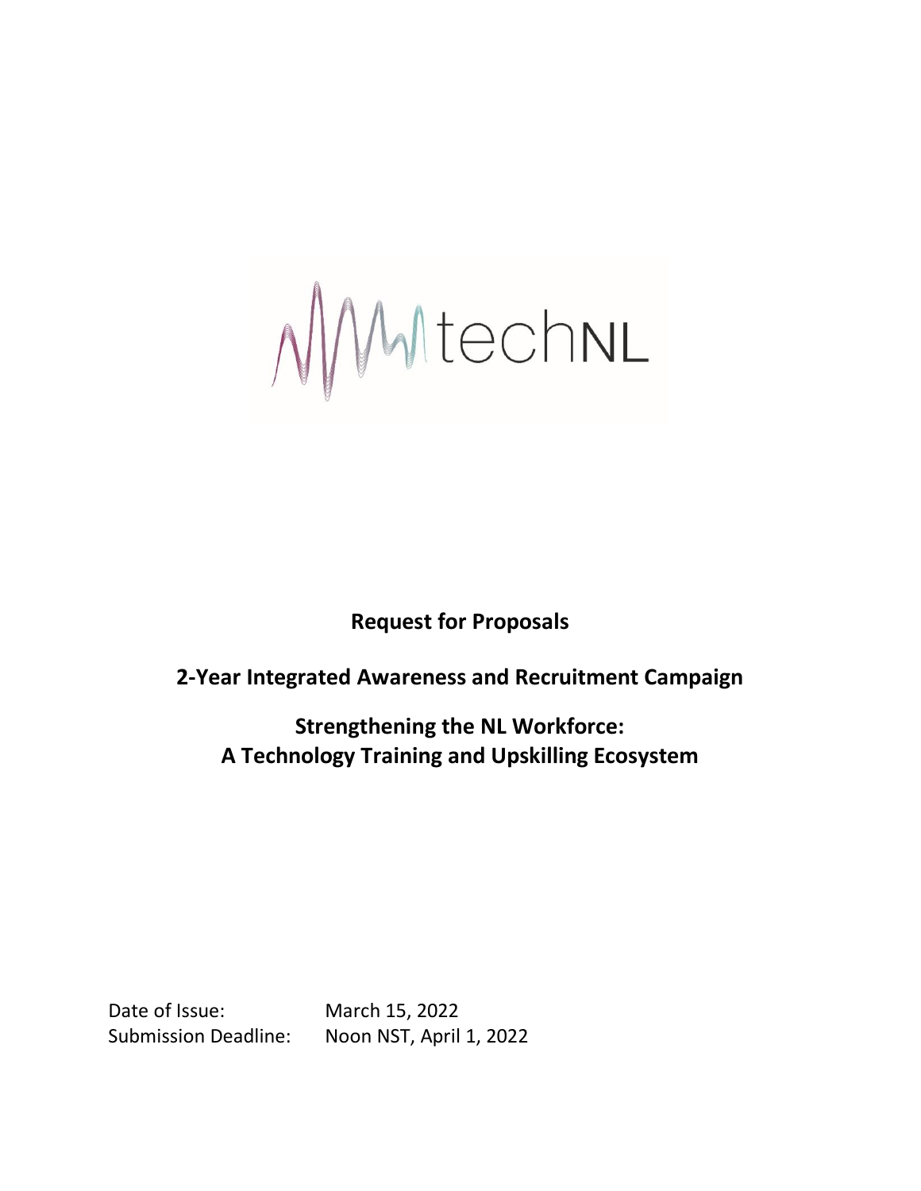techNL

**Request for Proposals**

**2-Year Integrated Awareness and Recruitment Campaign**

**Strengthening the NL Workforce:**
**A Technology Training and Upskilling Ecosystem**

Date of Issue: March 15, 2022
Submission Deadline: Noon NST, April 1, 2022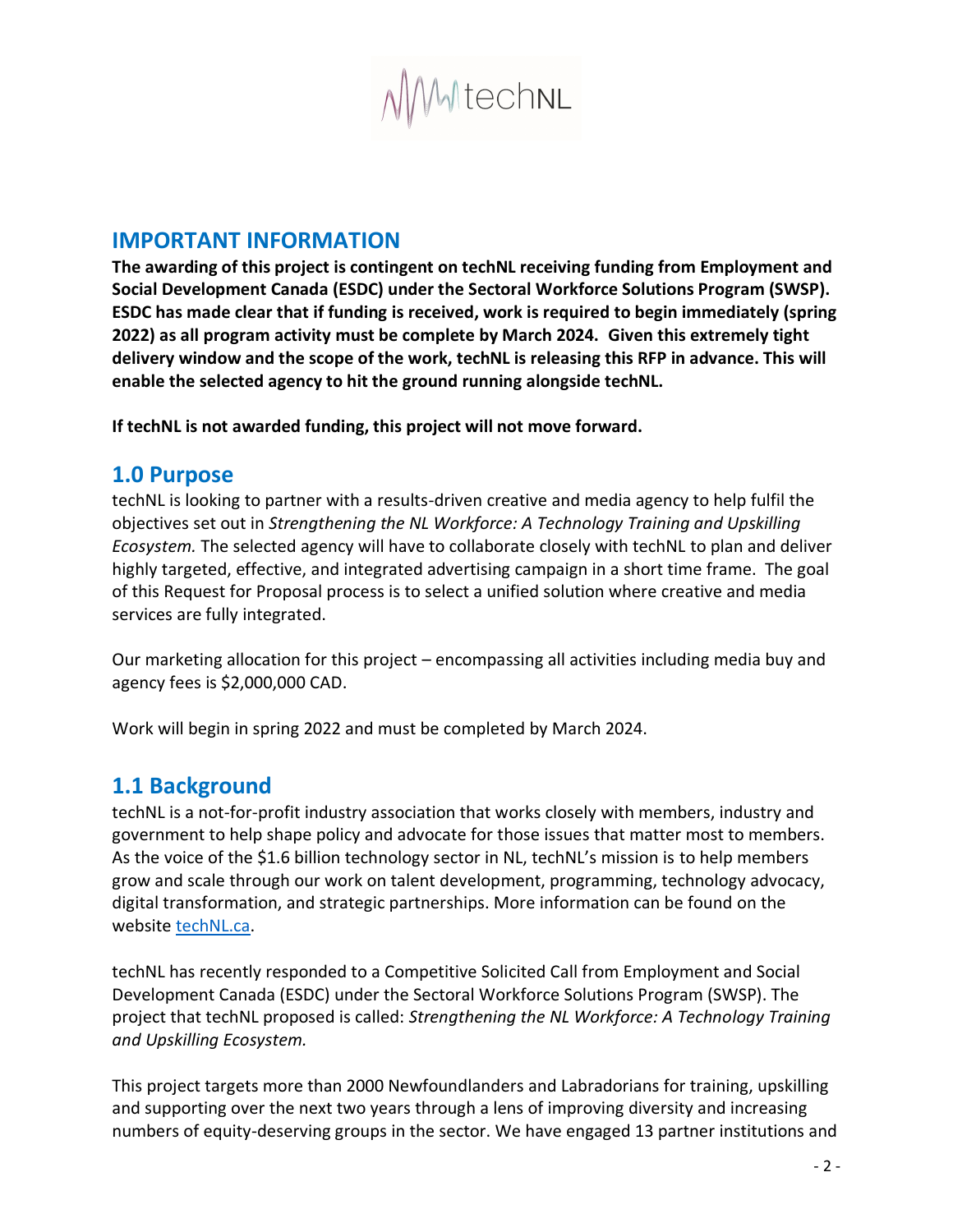## IMPORTANT INFORMATION

**The awarding of this project is contingent on techNL receiving funding from Employment and Social Development Canada (ESDC) under the Sectoral Workforce Solutions Program (SWSP). ESDC has made clear that if funding is received, work is required to begin immediately (spring 2022) as all program activity must be complete by March 2024. Given this extremely tight delivery window and the scope of the work, techNL is releasing this RFP in advance. This will enable the selected agency to hit the ground running alongside techNL.**

**If techNL is not awarded funding, this project will not move forward.**

## 1.0 Purpose

techNL is looking to partner with a results-driven creative and media agency to help fulfil the objectives set out in *Strengthening the NL Workforce: A Technology Training and Upskilling Ecosystem.* The selected agency will have to collaborate closely with techNL to plan and deliver highly targeted, effective, and integrated advertising campaign in a short time frame. The goal of this Request for Proposal process is to select a unified solution where creative and media services are fully integrated.

Our marketing allocation for this project – encompassing all activities including media buy and agency fees is $2,000,000 CAD.

Work will begin in spring 2022 and must be completed by March 2024.

## 1.1 Background

techNL is a not-for-profit industry association that works closely with members, industry and government to help shape policy and advocate for those issues that matter most to members. As the voice of the $1.6 billion technology sector in NL, techNL's mission is to help members grow and scale through our work on talent development, programming, technology advocacy, digital transformation, and strategic partnerships. More information can be found on the website techNL.ca.

techNL has recently responded to a Competitive Solicited Call from Employment and Social Development Canada (ESDC) under the Sectoral Workforce Solutions Program (SWSP). The project that techNL proposed is called: *Strengthening the NL Workforce: A Technology Training and Upskilling Ecosystem.*

This project targets more than 2000 Newfoundlanders and Labradorians for training, upskilling and supporting over the next two years through a lens of improving diversity and increasing numbers of equity-deserving groups in the sector. We have engaged 13 partner institutions and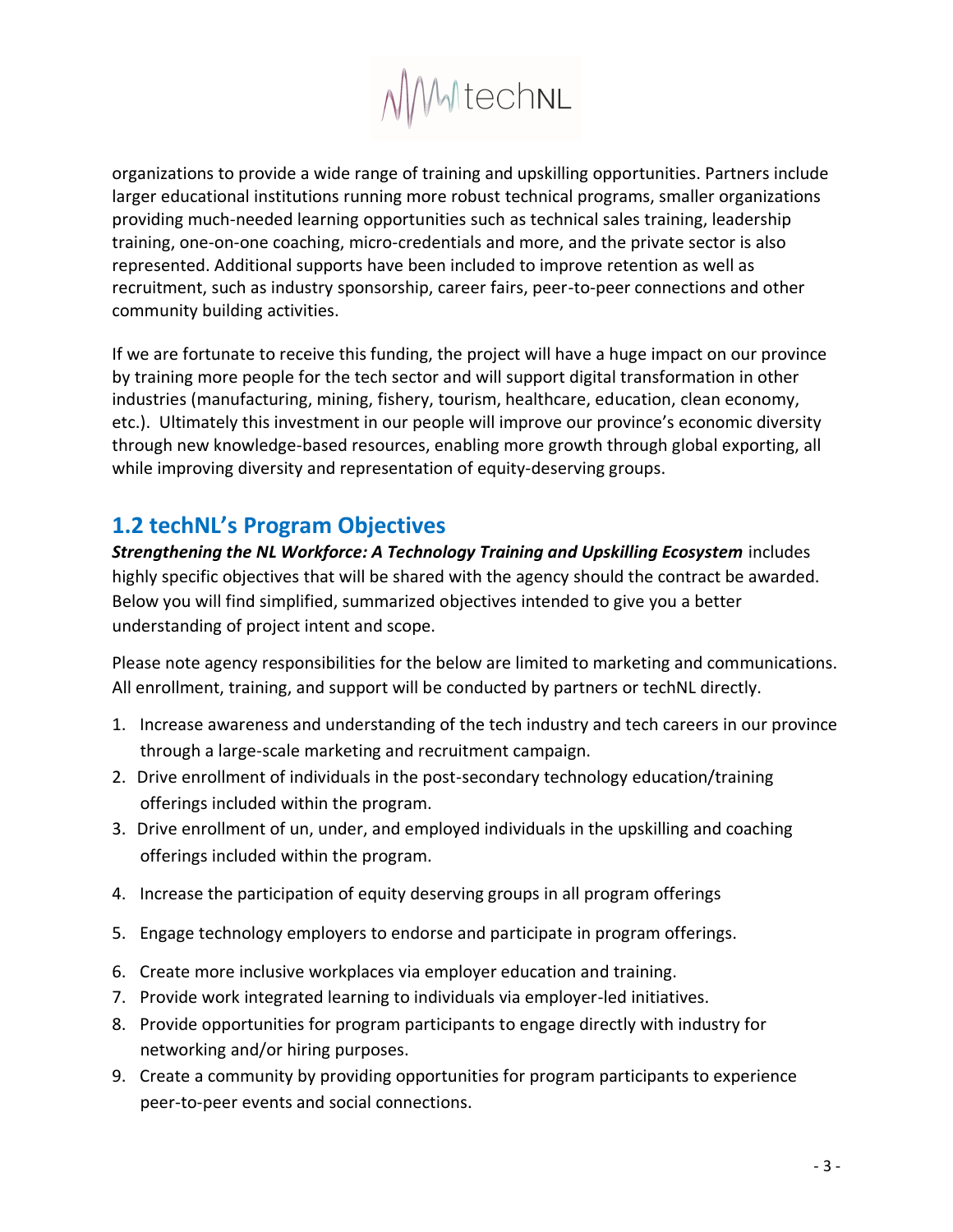organizations to provide a wide range of training and upskilling opportunities. Partners include larger educational institutions running more robust technical programs, smaller organizations providing much-needed learning opportunities such as technical sales training, leadership training, one-on-one coaching, micro-credentials and more, and the private sector is also represented. Additional supports have been included to improve retention as well as recruitment, such as industry sponsorship, career fairs, peer-to-peer connections and other community building activities.

If we are fortunate to receive this funding, the project will have a huge impact on our province by training more people for the tech sector and will support digital transformation in other industries (manufacturing, mining, fishery, tourism, healthcare, education, clean economy, etc.). Ultimately this investment in our people will improve our province's economic diversity through new knowledge-based resources, enabling more growth through global exporting, all while improving diversity and representation of equity-deserving groups.

## 1.2 techNL's Program Objectives

***Strengthening the NL Workforce: A Technology Training and Upskilling Ecosystem*** includes highly specific objectives that will be shared with the agency should the contract be awarded. Below you will find simplified, summarized objectives intended to give you a better understanding of project intent and scope.

Please note agency responsibilities for the below are limited to marketing and communications. All enrollment, training, and support will be conducted by partners or techNL directly.

1. Increase awareness and understanding of the tech industry and tech careers in our province through a large-scale marketing and recruitment campaign.
2. Drive enrollment of individuals in the post-secondary technology education/training offerings included within the program.
3. Drive enrollment of un, under, and employed individuals in the upskilling and coaching offerings included within the program.
4. Increase the participation of equity deserving groups in all program offerings
5. Engage technology employers to endorse and participate in program offerings.
6. Create more inclusive workplaces via employer education and training.
7. Provide work integrated learning to individuals via employer-led initiatives.
8. Provide opportunities for program participants to engage directly with industry for networking and/or hiring purposes.
9. Create a community by providing opportunities for program participants to experience peer-to-peer events and social connections.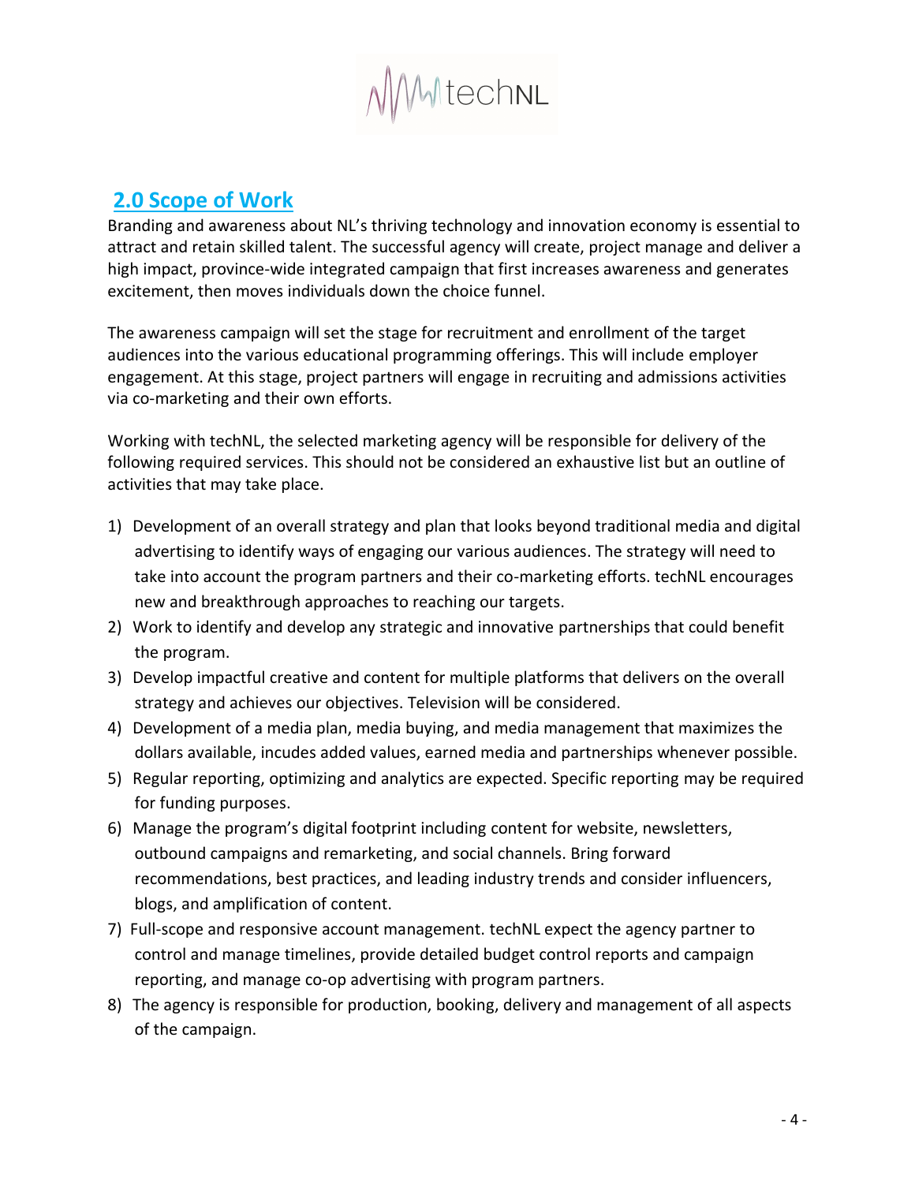## 2.0 Scope of Work

Branding and awareness about NL's thriving technology and innovation economy is essential to attract and retain skilled talent. The successful agency will create, project manage and deliver a high impact, province-wide integrated campaign that first increases awareness and generates excitement, then moves individuals down the choice funnel.

The awareness campaign will set the stage for recruitment and enrollment of the target audiences into the various educational programming offerings. This will include employer engagement. At this stage, project partners will engage in recruiting and admissions activities via co-marketing and their own efforts.

Working with techNL, the selected marketing agency will be responsible for delivery of the following required services. This should not be considered an exhaustive list but an outline of activities that may take place.

1) Development of an overall strategy and plan that looks beyond traditional media and digital advertising to identify ways of engaging our various audiences. The strategy will need to take into account the program partners and their co-marketing efforts. techNL encourages new and breakthrough approaches to reaching our targets.
2) Work to identify and develop any strategic and innovative partnerships that could benefit the program.
3) Develop impactful creative and content for multiple platforms that delivers on the overall strategy and achieves our objectives. Television will be considered.
4) Development of a media plan, media buying, and media management that maximizes the dollars available, incudes added values, earned media and partnerships whenever possible.
5) Regular reporting, optimizing and analytics are expected. Specific reporting may be required for funding purposes.
6) Manage the program's digital footprint including content for website, newsletters, outbound campaigns and remarketing, and social channels. Bring forward recommendations, best practices, and leading industry trends and consider influencers, blogs, and amplification of content.
7) Full-scope and responsive account management. techNL expect the agency partner to control and manage timelines, provide detailed budget control reports and campaign reporting, and manage co-op advertising with program partners.
8) The agency is responsible for production, booking, delivery and management of all aspects of the campaign.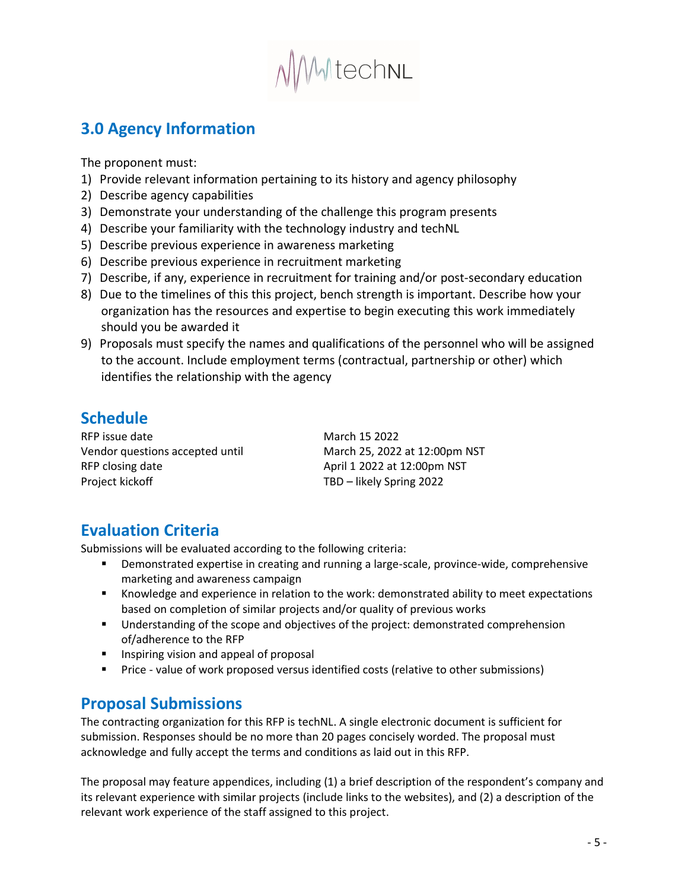## 3.0 Agency Information

The proponent must:

1) Provide relevant information pertaining to its history and agency philosophy
2) Describe agency capabilities
3) Demonstrate your understanding of the challenge this program presents
4) Describe your familiarity with the technology industry and techNL
5) Describe previous experience in awareness marketing
6) Describe previous experience in recruitment marketing
7) Describe, if any, experience in recruitment for training and/or post-secondary education
8) Due to the timelines of this this project, bench strength is important. Describe how your organization has the resources and expertise to begin executing this work immediately should you be awarded it
9) Proposals must specify the names and qualifications of the personnel who will be assigned to the account. Include employment terms (contractual, partnership or other) which identifies the relationship with the agency

## Schedule

| | |
|---|---|
| RFP issue date | March 15 2022 |
| Vendor questions accepted until | March 25, 2022 at 12:00pm NST |
| RFP closing date | April 1 2022 at 12:00pm NST |
| Project kickoff | TBD – likely Spring 2022 |

## Evaluation Criteria

Submissions will be evaluated according to the following criteria:

- Demonstrated expertise in creating and running a large-scale, province-wide, comprehensive marketing and awareness campaign
- Knowledge and experience in relation to the work: demonstrated ability to meet expectations based on completion of similar projects and/or quality of previous works
- Understanding of the scope and objectives of the project: demonstrated comprehension of/adherence to the RFP
- Inspiring vision and appeal of proposal
- Price - value of work proposed versus identified costs (relative to other submissions)

## Proposal Submissions

The contracting organization for this RFP is techNL. A single electronic document is sufficient for submission. Responses should be no more than 20 pages concisely worded. The proposal must acknowledge and fully accept the terms and conditions as laid out in this RFP.

The proposal may feature appendices, including (1) a brief description of the respondent's company and its relevant experience with similar projects (include links to the websites), and (2) a description of the relevant work experience of the staff assigned to this project.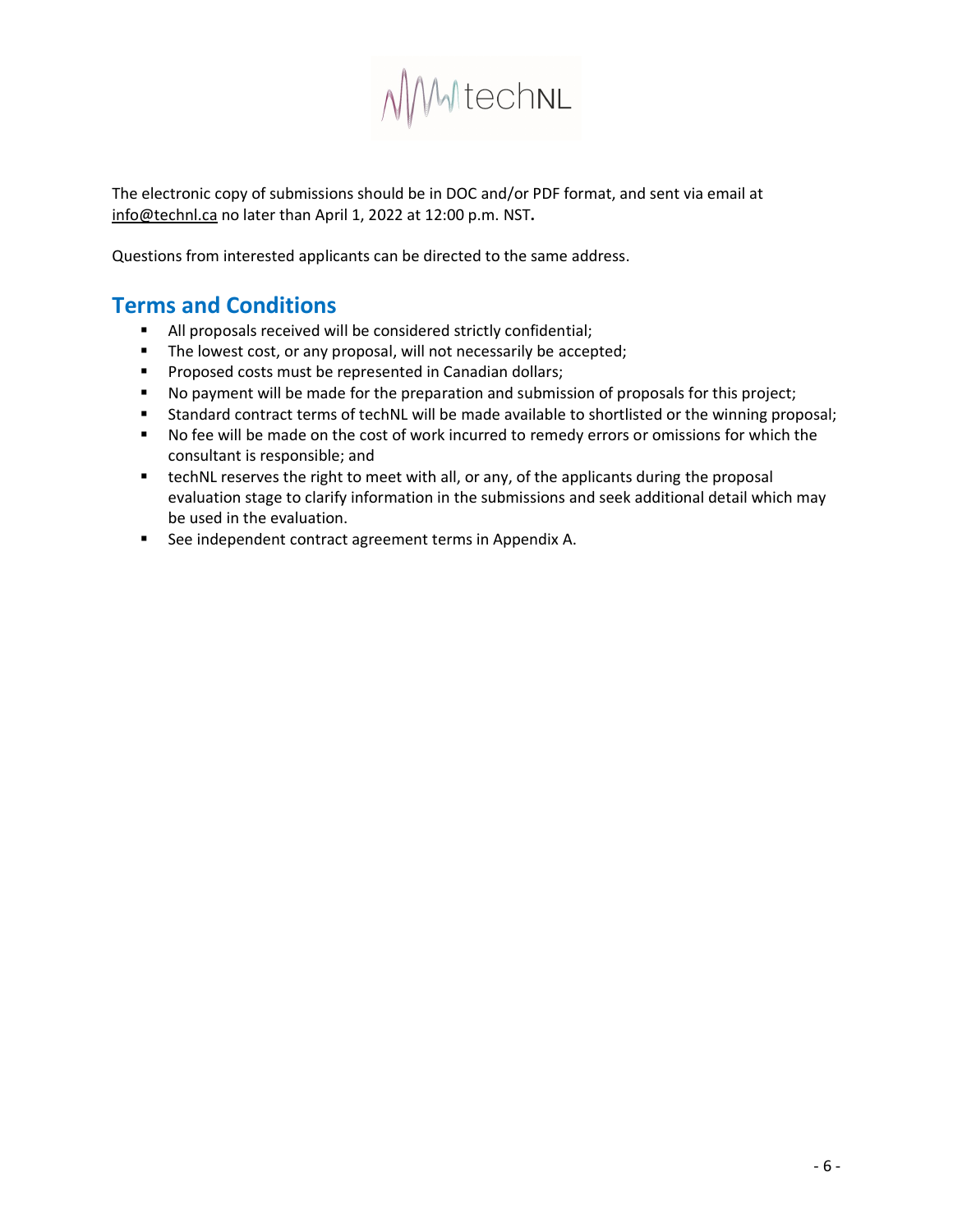The electronic copy of submissions should be in DOC and/or PDF format, and sent via email at info@technl.ca no later than April 1, 2022 at 12:00 p.m. NST**.**

Questions from interested applicants can be directed to the same address.

## Terms and Conditions

- All proposals received will be considered strictly confidential;
- The lowest cost, or any proposal, will not necessarily be accepted;
- Proposed costs must be represented in Canadian dollars;
- No payment will be made for the preparation and submission of proposals for this project;
- Standard contract terms of techNL will be made available to shortlisted or the winning proposal;
- No fee will be made on the cost of work incurred to remedy errors or omissions for which the consultant is responsible; and
- techNL reserves the right to meet with all, or any, of the applicants during the proposal evaluation stage to clarify information in the submissions and seek additional detail which may be used in the evaluation.
- See independent contract agreement terms in Appendix A.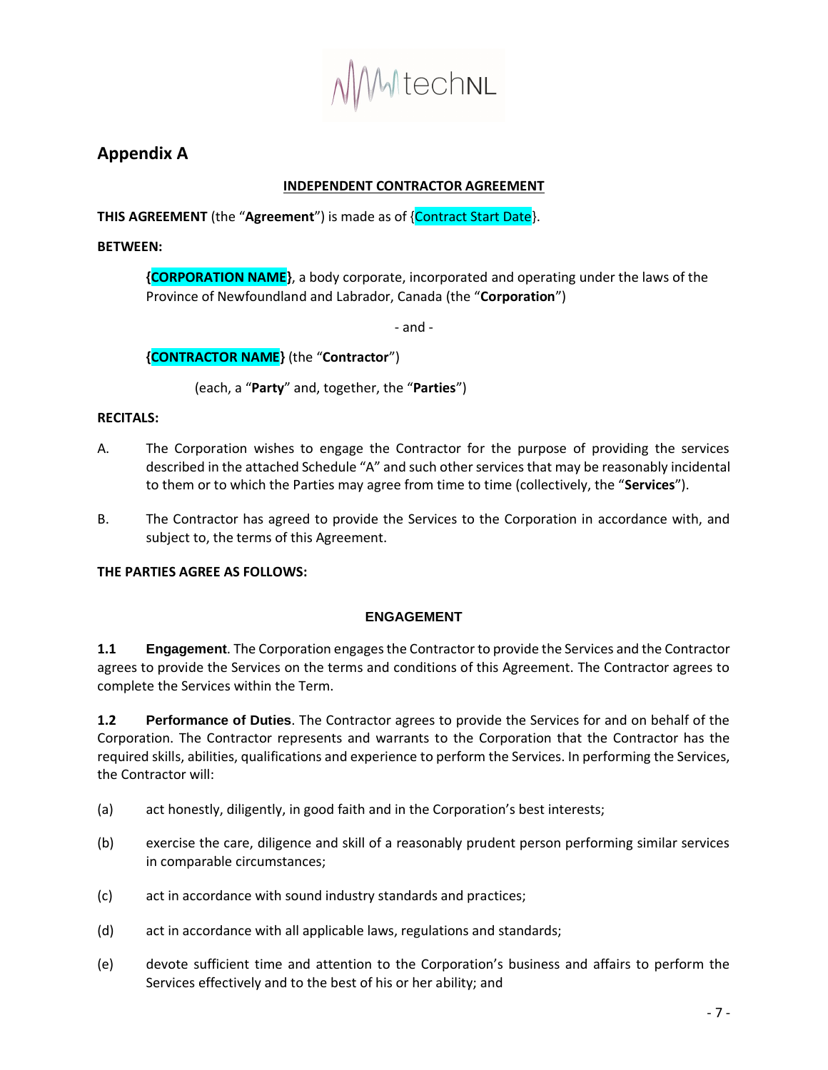## Appendix A

**INDEPENDENT CONTRACTOR AGREEMENT**

**THIS AGREEMENT** (the "**Agreement**") is made as of {Contract Start Date}.

**BETWEEN:**

> **{CORPORATION NAME}**, a body corporate, incorporated and operating under the laws of the Province of Newfoundland and Labrador, Canada (the "**Corporation**")
>
> \- and -
>
> **{CONTRACTOR NAME}** (the "**Contractor**")
>
> (each, a "**Party**" and, together, the "**Parties**")

**RECITALS:**

A. The Corporation wishes to engage the Contractor for the purpose of providing the services described in the attached Schedule "A" and such other services that may be reasonably incidental to them or to which the Parties may agree from time to time (collectively, the "**Services**").

B. The Contractor has agreed to provide the Services to the Corporation in accordance with, and subject to, the terms of this Agreement.

**THE PARTIES AGREE AS FOLLOWS:**

### ENGAGEMENT

**1.1 Engagement**. The Corporation engages the Contractor to provide the Services and the Contractor agrees to provide the Services on the terms and conditions of this Agreement. The Contractor agrees to complete the Services within the Term.

**1.2 Performance of Duties**. The Contractor agrees to provide the Services for and on behalf of the Corporation. The Contractor represents and warrants to the Corporation that the Contractor has the required skills, abilities, qualifications and experience to perform the Services. In performing the Services, the Contractor will:

(a) act honestly, diligently, in good faith and in the Corporation's best interests;

(b) exercise the care, diligence and skill of a reasonably prudent person performing similar services in comparable circumstances;

(c) act in accordance with sound industry standards and practices;

(d) act in accordance with all applicable laws, regulations and standards;

(e) devote sufficient time and attention to the Corporation's business and affairs to perform the Services effectively and to the best of his or her ability; and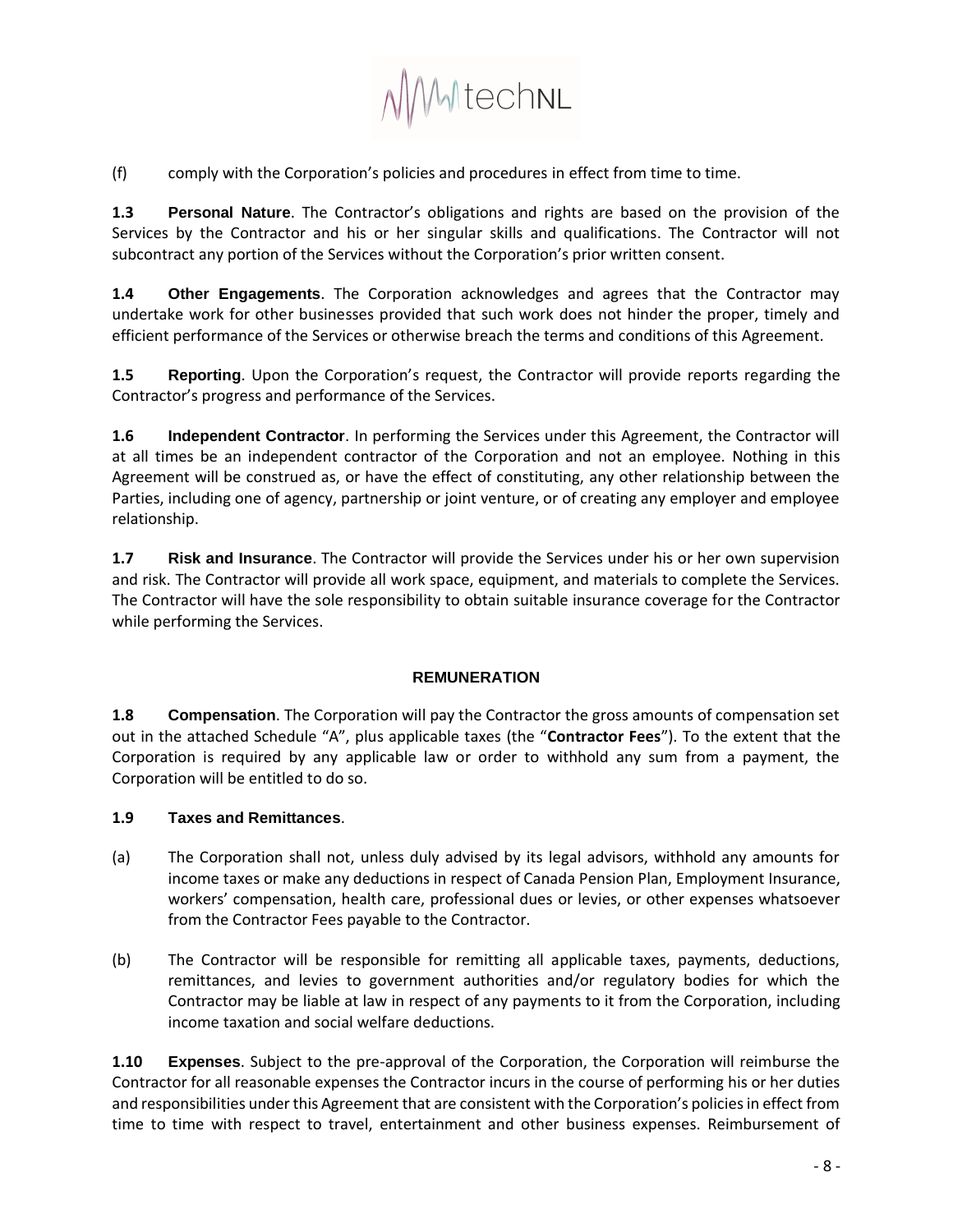(f) comply with the Corporation's policies and procedures in effect from time to time.

**1.3 Personal Nature**. The Contractor's obligations and rights are based on the provision of the Services by the Contractor and his or her singular skills and qualifications. The Contractor will not subcontract any portion of the Services without the Corporation's prior written consent.

**1.4 Other Engagements**. The Corporation acknowledges and agrees that the Contractor may undertake work for other businesses provided that such work does not hinder the proper, timely and efficient performance of the Services or otherwise breach the terms and conditions of this Agreement.

**1.5 Reporting**. Upon the Corporation's request, the Contractor will provide reports regarding the Contractor's progress and performance of the Services.

**1.6 Independent Contractor**. In performing the Services under this Agreement, the Contractor will at all times be an independent contractor of the Corporation and not an employee. Nothing in this Agreement will be construed as, or have the effect of constituting, any other relationship between the Parties, including one of agency, partnership or joint venture, or of creating any employer and employee relationship.

**1.7 Risk and Insurance**. The Contractor will provide the Services under his or her own supervision and risk. The Contractor will provide all work space, equipment, and materials to complete the Services. The Contractor will have the sole responsibility to obtain suitable insurance coverage for the Contractor while performing the Services.

## REMUNERATION

**1.8 Compensation**. The Corporation will pay the Contractor the gross amounts of compensation set out in the attached Schedule "A", plus applicable taxes (the "**Contractor Fees**"). To the extent that the Corporation is required by any applicable law or order to withhold any sum from a payment, the Corporation will be entitled to do so.

**1.9 Taxes and Remittances**.

(a) The Corporation shall not, unless duly advised by its legal advisors, withhold any amounts for income taxes or make any deductions in respect of Canada Pension Plan, Employment Insurance, workers' compensation, health care, professional dues or levies, or other expenses whatsoever from the Contractor Fees payable to the Contractor.

(b) The Contractor will be responsible for remitting all applicable taxes, payments, deductions, remittances, and levies to government authorities and/or regulatory bodies for which the Contractor may be liable at law in respect of any payments to it from the Corporation, including income taxation and social welfare deductions.

**1.10 Expenses**. Subject to the pre-approval of the Corporation, the Corporation will reimburse the Contractor for all reasonable expenses the Contractor incurs in the course of performing his or her duties and responsibilities under this Agreement that are consistent with the Corporation's policies in effect from time to time with respect to travel, entertainment and other business expenses. Reimbursement of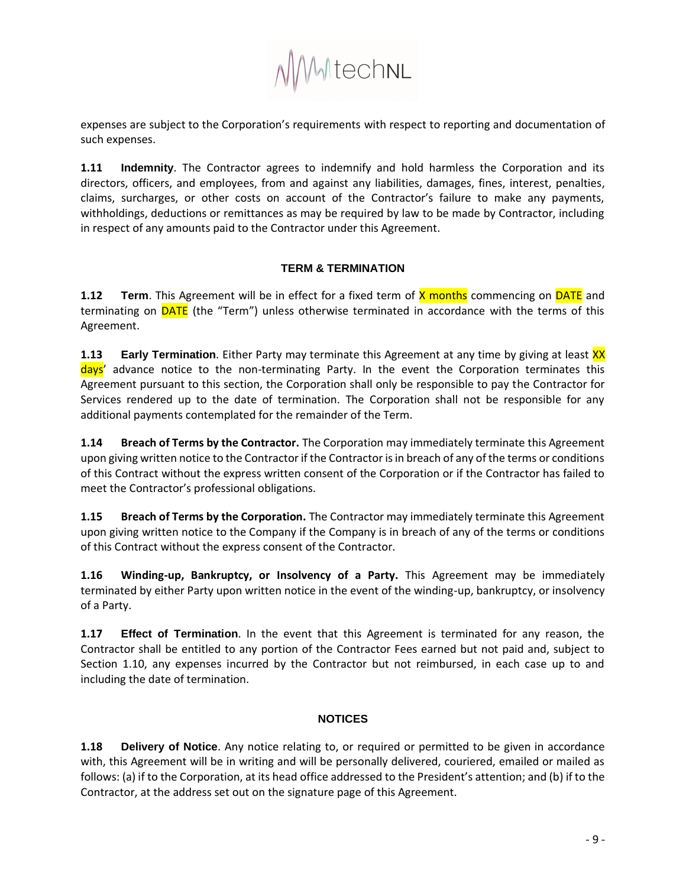expenses are subject to the Corporation's requirements with respect to reporting and documentation of such expenses.

**1.11 Indemnity**. The Contractor agrees to indemnify and hold harmless the Corporation and its directors, officers, and employees, from and against any liabilities, damages, fines, interest, penalties, claims, surcharges, or other costs on account of the Contractor's failure to make any payments, withholdings, deductions or remittances as may be required by law to be made by Contractor, including in respect of any amounts paid to the Contractor under this Agreement.

**TERM & TERMINATION**

**1.12 Term**. This Agreement will be in effect for a fixed term of X months commencing on DATE and terminating on DATE (the "Term") unless otherwise terminated in accordance with the terms of this Agreement.

**1.13 Early Termination**. Either Party may terminate this Agreement at any time by giving at least XX days' advance notice to the non-terminating Party. In the event the Corporation terminates this Agreement pursuant to this section, the Corporation shall only be responsible to pay the Contractor for Services rendered up to the date of termination. The Corporation shall not be responsible for any additional payments contemplated for the remainder of the Term.

**1.14 Breach of Terms by the Contractor.** The Corporation may immediately terminate this Agreement upon giving written notice to the Contractor if the Contractor is in breach of any of the terms or conditions of this Contract without the express written consent of the Corporation or if the Contractor has failed to meet the Contractor's professional obligations.

**1.15 Breach of Terms by the Corporation.** The Contractor may immediately terminate this Agreement upon giving written notice to the Company if the Company is in breach of any of the terms or conditions of this Contract without the express consent of the Contractor.

**1.16 Winding-up, Bankruptcy, or Insolvency of a Party.** This Agreement may be immediately terminated by either Party upon written notice in the event of the winding-up, bankruptcy, or insolvency of a Party.

**1.17 Effect of Termination**. In the event that this Agreement is terminated for any reason, the Contractor shall be entitled to any portion of the Contractor Fees earned but not paid and, subject to Section 1.10, any expenses incurred by the Contractor but not reimbursed, in each case up to and including the date of termination.

**NOTICES**

**1.18 Delivery of Notice**. Any notice relating to, or required or permitted to be given in accordance with, this Agreement will be in writing and will be personally delivered, couriered, emailed or mailed as follows: (a) if to the Corporation, at its head office addressed to the President's attention; and (b) if to the Contractor, at the address set out on the signature page of this Agreement.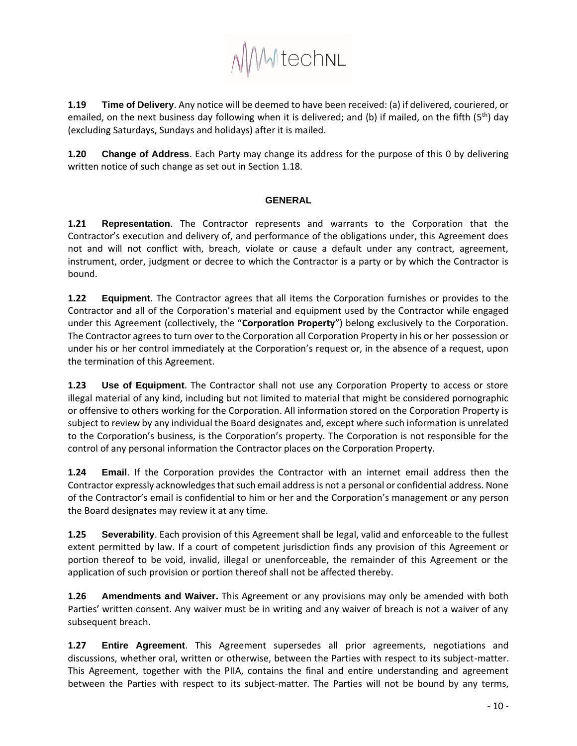**1.19 Time of Delivery**. Any notice will be deemed to have been received: (a) if delivered, couriered, or emailed, on the next business day following when it is delivered; and (b) if mailed, on the fifth (5th) day (excluding Saturdays, Sundays and holidays) after it is mailed.

**1.20 Change of Address**. Each Party may change its address for the purpose of this 0 by delivering written notice of such change as set out in Section 1.18.

## GENERAL

**1.21 Representation**. The Contractor represents and warrants to the Corporation that the Contractor's execution and delivery of, and performance of the obligations under, this Agreement does not and will not conflict with, breach, violate or cause a default under any contract, agreement, instrument, order, judgment or decree to which the Contractor is a party or by which the Contractor is bound.

**1.22 Equipment**. The Contractor agrees that all items the Corporation furnishes or provides to the Contractor and all of the Corporation's material and equipment used by the Contractor while engaged under this Agreement (collectively, the "**Corporation Property**") belong exclusively to the Corporation. The Contractor agrees to turn over to the Corporation all Corporation Property in his or her possession or under his or her control immediately at the Corporation's request or, in the absence of a request, upon the termination of this Agreement.

**1.23 Use of Equipment**. The Contractor shall not use any Corporation Property to access or store illegal material of any kind, including but not limited to material that might be considered pornographic or offensive to others working for the Corporation. All information stored on the Corporation Property is subject to review by any individual the Board designates and, except where such information is unrelated to the Corporation's business, is the Corporation's property. The Corporation is not responsible for the control of any personal information the Contractor places on the Corporation Property.

**1.24 Email**. If the Corporation provides the Contractor with an internet email address then the Contractor expressly acknowledges that such email address is not a personal or confidential address. None of the Contractor's email is confidential to him or her and the Corporation's management or any person the Board designates may review it at any time.

**1.25 Severability**. Each provision of this Agreement shall be legal, valid and enforceable to the fullest extent permitted by law. If a court of competent jurisdiction finds any provision of this Agreement or portion thereof to be void, invalid, illegal or unenforceable, the remainder of this Agreement or the application of such provision or portion thereof shall not be affected thereby.

**1.26 Amendments and Waiver.** This Agreement or any provisions may only be amended with both Parties' written consent. Any waiver must be in writing and any waiver of breach is not a waiver of any subsequent breach.

**1.27 Entire Agreement**. This Agreement supersedes all prior agreements, negotiations and discussions, whether oral, written or otherwise, between the Parties with respect to its subject-matter. This Agreement, together with the PIIA, contains the final and entire understanding and agreement between the Parties with respect to its subject-matter. The Parties will not be bound by any terms,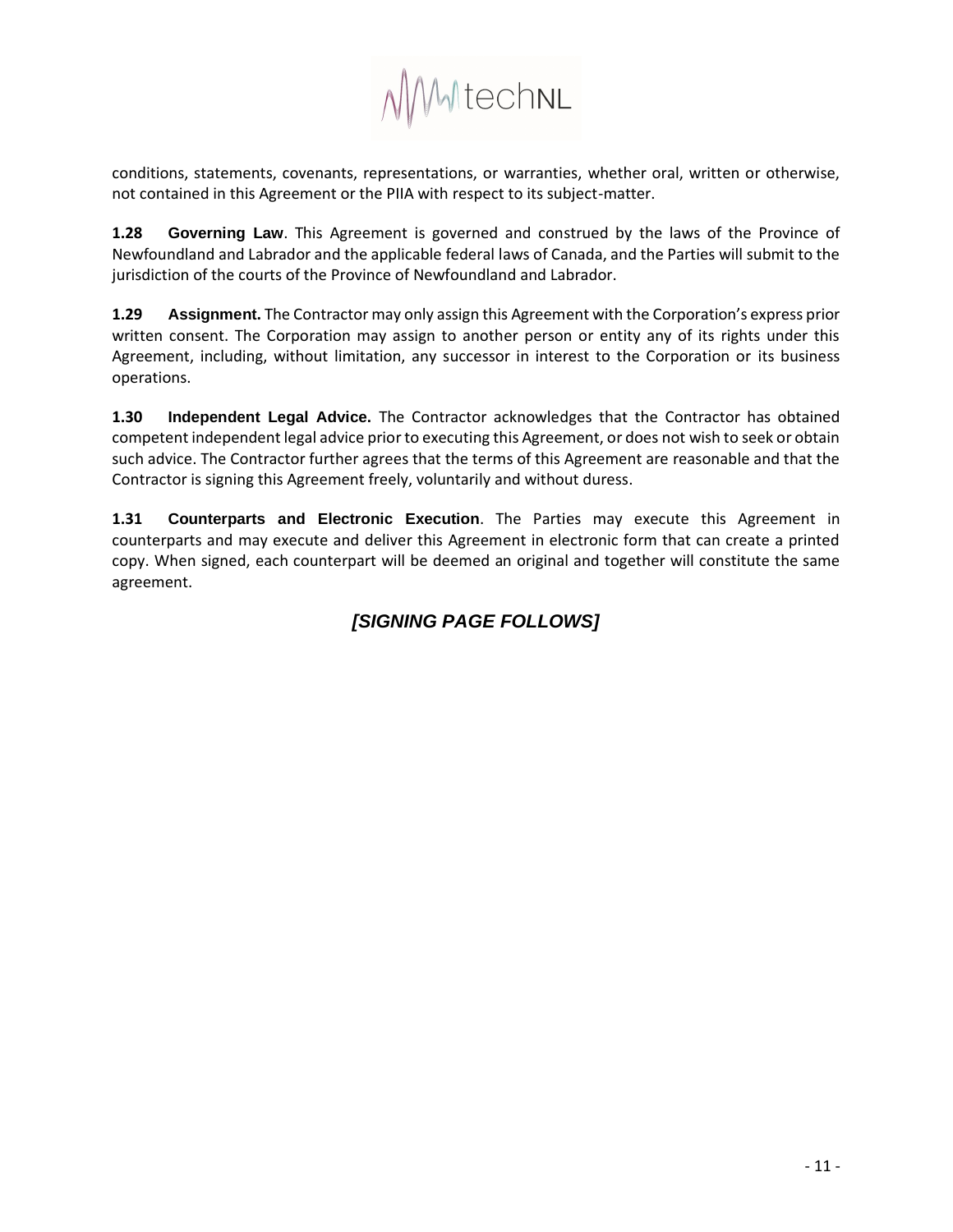conditions, statements, covenants, representations, or warranties, whether oral, written or otherwise, not contained in this Agreement or the PIIA with respect to its subject-matter.

**1.28 Governing Law**. This Agreement is governed and construed by the laws of the Province of Newfoundland and Labrador and the applicable federal laws of Canada, and the Parties will submit to the jurisdiction of the courts of the Province of Newfoundland and Labrador.

**1.29 Assignment.** The Contractor may only assign this Agreement with the Corporation's express prior written consent. The Corporation may assign to another person or entity any of its rights under this Agreement, including, without limitation, any successor in interest to the Corporation or its business operations.

**1.30 Independent Legal Advice.** The Contractor acknowledges that the Contractor has obtained competent independent legal advice prior to executing this Agreement, or does not wish to seek or obtain such advice. The Contractor further agrees that the terms of this Agreement are reasonable and that the Contractor is signing this Agreement freely, voluntarily and without duress.

**1.31 Counterparts and Electronic Execution**. The Parties may execute this Agreement in counterparts and may execute and deliver this Agreement in electronic form that can create a printed copy. When signed, each counterpart will be deemed an original and together will constitute the same agreement.

***[SIGNING PAGE FOLLOWS]***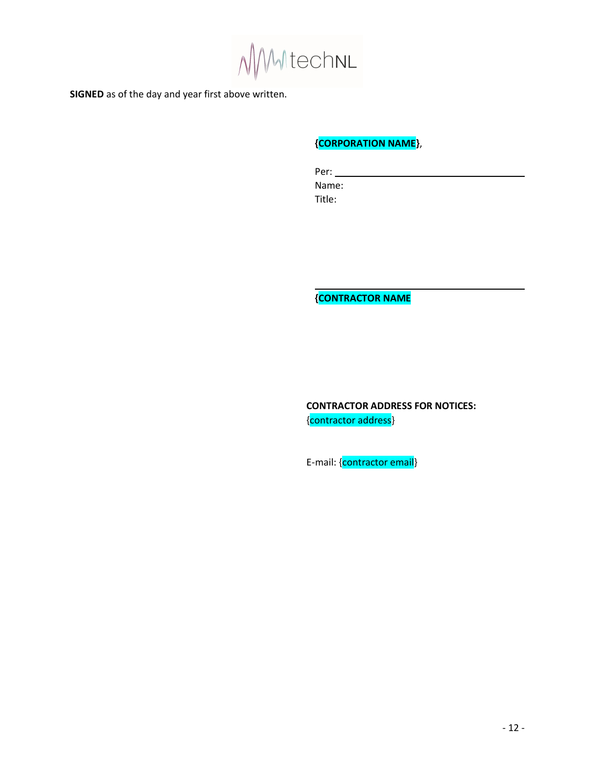**SIGNED** as of the day and year first above written.

**{CORPORATION NAME}**,

Per: ______________________________________
Name:
Title:

______________________________________
**{CONTRACTOR NAME**

**CONTRACTOR ADDRESS FOR NOTICES:**
{contractor address}

E-mail: {contractor email}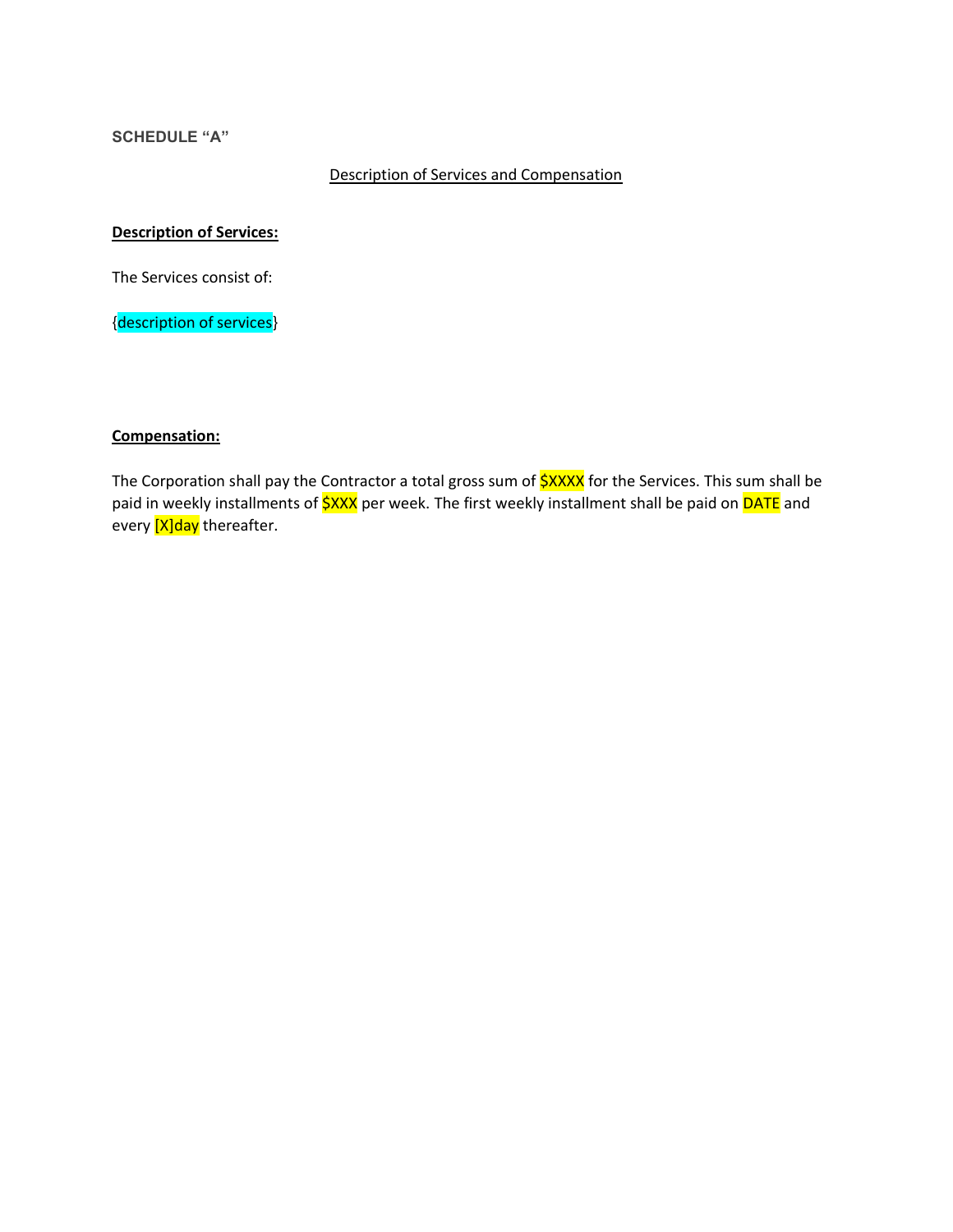**SCHEDULE "A"**

Description of Services and Compensation

**Description of Services:**

The Services consist of:

{description of services}

**Compensation:**

The Corporation shall pay the Contractor a total gross sum of $XXXX for the Services. This sum shall be paid in weekly installments of $XXX per week. The first weekly installment shall be paid on DATE and every [X]day thereafter.